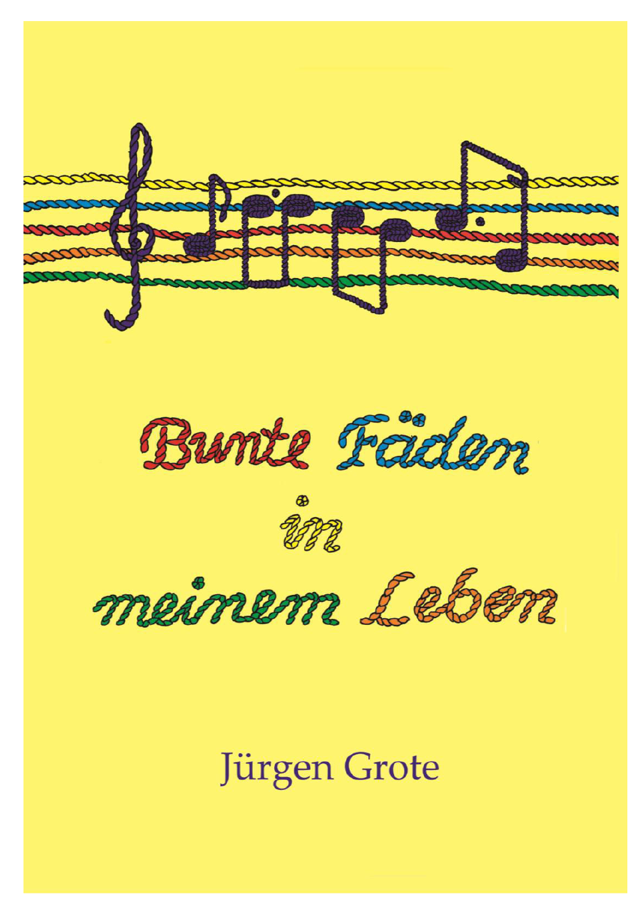# Bunte Fäden in meinem Leben

Jürgen Grote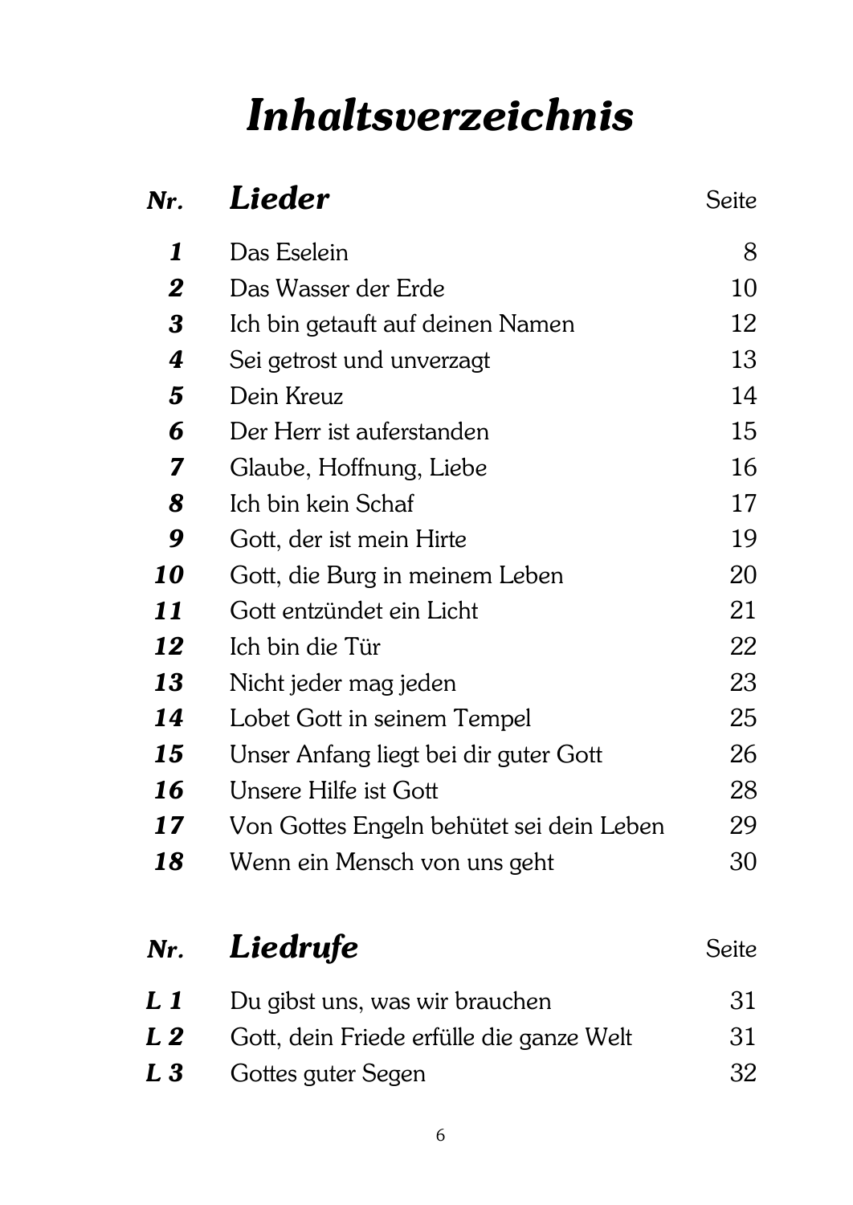# Inhaltsverzeichnis

| Nr. | Lieder | Seite |
|---|---|---|
| **1** | Das Eselein | 8 |
| **2** | Das Wasser der Erde | 10 |
| **3** | Ich bin getauft auf deinen Namen | 12 |
| **4** | Sei getrost und unverzagt | 13 |
| **5** | Dein Kreuz | 14 |
| **6** | Der Herr ist auferstanden | 15 |
| **7** | Glaube, Hoffnung, Liebe | 16 |
| **8** | Ich bin kein Schaf | 17 |
| **9** | Gott, der ist mein Hirte | 19 |
| **10** | Gott, die Burg in meinem Leben | 20 |
| **11** | Gott entzündet ein Licht | 21 |
| **12** | Ich bin die Tür | 22 |
| **13** | Nicht jeder mag jeden | 23 |
| **14** | Lobet Gott in seinem Tempel | 25 |
| **15** | Unser Anfang liegt bei dir guter Gott | 26 |
| **16** | Unsere Hilfe ist Gott | 28 |
| **17** | Von Gottes Engeln behütet sei dein Leben | 29 |
| **18** | Wenn ein Mensch von uns geht | 30 |

| Nr. | Liedrufe | Seite |
|---|---|---|
| **L 1** | Du gibst uns, was wir brauchen | 31 |
| **L 2** | Gott, dein Friede erfülle die ganze Welt | 31 |
| **L 3** | Gottes guter Segen | 32 |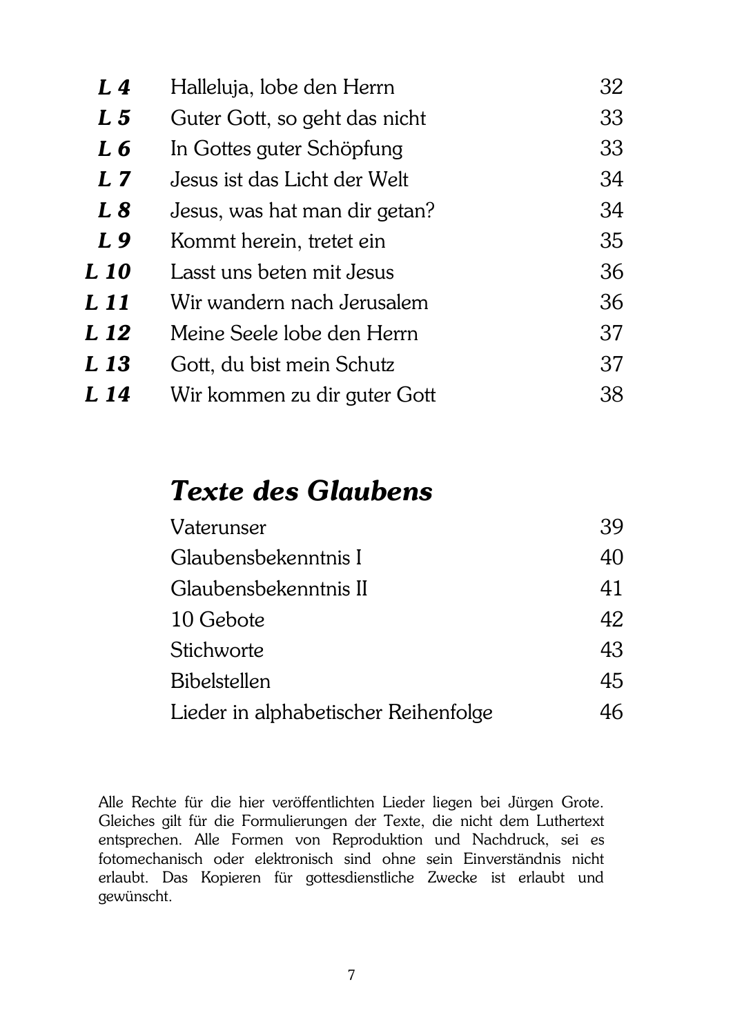| | | |
|---|---|---|
| ***L 4*** | Halleluja, lobe den Herrn | 32 |
| ***L 5*** | Guter Gott, so geht das nicht | 33 |
| ***L 6*** | In Gottes guter Schöpfung | 33 |
| ***L 7*** | Jesus ist das Licht der Welt | 34 |
| ***L 8*** | Jesus, was hat man dir getan? | 34 |
| ***L 9*** | Kommt herein, tretet ein | 35 |
| ***L 10*** | Lasst uns beten mit Jesus | 36 |
| ***L 11*** | Wir wandern nach Jerusalem | 36 |
| ***L 12*** | Meine Seele lobe den Herrn | 37 |
| ***L 13*** | Gott, du bist mein Schutz | 37 |
| ***L 14*** | Wir kommen zu dir guter Gott | 38 |

## *Texte des Glaubens*

| | |
|---|---|
| Vaterunser | 39 |
| Glaubensbekenntnis I | 40 |
| Glaubensbekenntnis II | 41 |
| 10 Gebote | 42 |
| Stichworte | 43 |
| Bibelstellen | 45 |
| Lieder in alphabetischer Reihenfolge | 46 |

Alle Rechte für die hier veröffentlichten Lieder liegen bei Jürgen Grote. Gleiches gilt für die Formulierungen der Texte, die nicht dem Luthertext entsprechen. Alle Formen von Reproduktion und Nachdruck, sei es fotomechanisch oder elektronisch sind ohne sein Einverständnis nicht erlaubt. Das Kopieren für gottesdienstliche Zwecke ist erlaubt und gewünscht.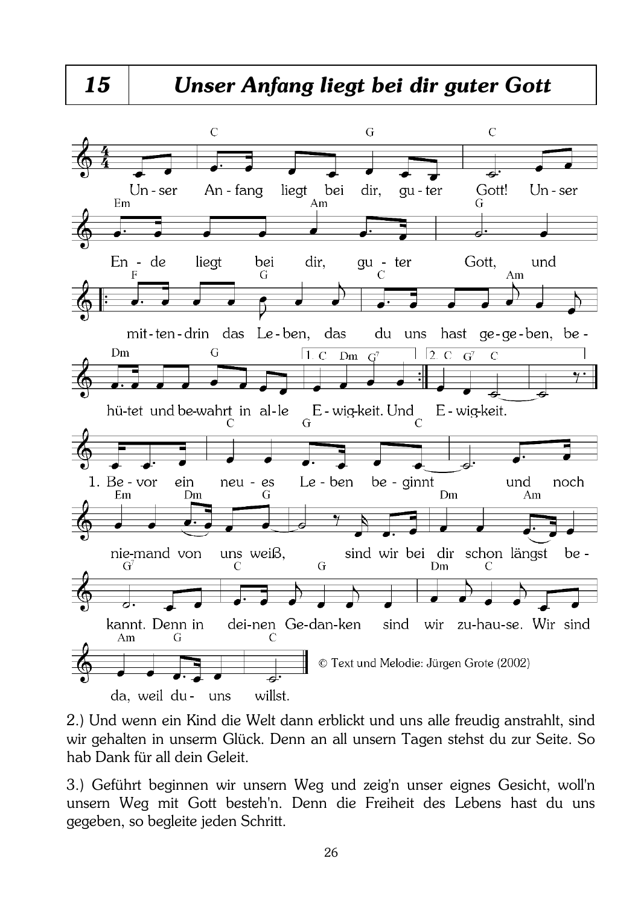# 15 Unser Anfang liegt bei dir guter Gott

Un-ser An-fang liegt bei dir, gu-ter Gott! Un-ser En-de liegt bei dir, gu-ter Gott, und mit-ten-drin das Le-ben, das du uns hast ge-ge-ben, be-hü-tet und be-wahrt in al-le E-wig-keit. Und E-wig-keit.

1. Be-vor ein neu-es Le-ben be-ginnt und noch nie-mand von uns weiß, sind wir bei dir schon längst be-kannt. Denn in dei-nen Ge-dan-ken sind wir zu-hau-se. Wir sind da, weil du-uns willst.

© Text und Melodie: Jürgen Grote (2002)

2.) Und wenn ein Kind die Welt dann erblickt und uns alle freudig anstrahlt, sind wir gehalten in unserm Glück. Denn an all unsern Tagen stehst du zur Seite. So hab Dank für all dein Geleit.

3.) Geführt beginnen wir unsern Weg und zeig'n unser eignes Gesicht, woll'n unsern Weg mit Gott besteh'n. Denn die Freiheit des Lebens hast du uns gegeben, so begleite jeden Schritt.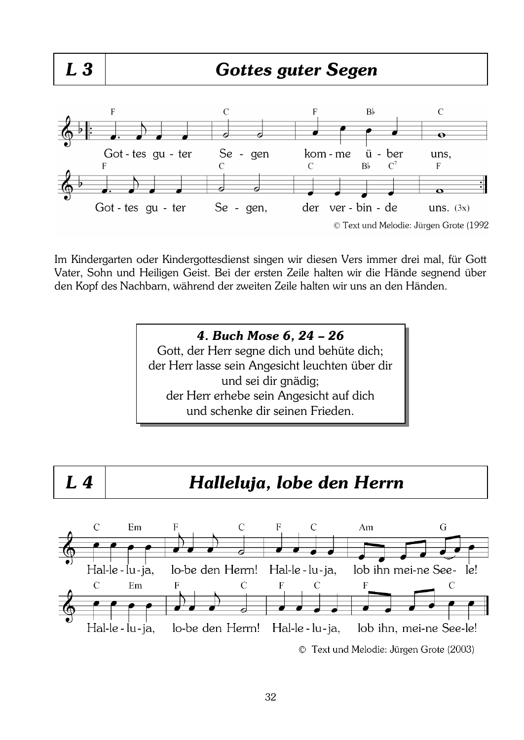## L 3 — *Gottes guter Segen*

F | C | F B♭ | C

Got - tes gu - ter Se - gen kom - me ü - ber uns,

F | C | C B♭ C7 | F

Got - tes gu - ter Se - gen, der ver - bin - de uns. (3x)

© Text und Melodie: Jürgen Grote (1992

Im Kindergarten oder Kindergottesdienst singen wir diesen Vers immer drei mal, für Gott Vater, Sohn und Heiligen Geist. Bei der ersten Zeile halten wir die Hände segnend über den Kopf des Nachbarn, während der zweiten Zeile halten wir uns an den Händen.

> ***4. Buch Mose 6, 24 – 26***
> Gott, der Herr segne dich und behüte dich;
> der Herr lasse sein Angesicht leuchten über dir
> und sei dir gnädig;
> der Herr erhebe sein Angesicht auf dich
> und schenke dir seinen Frieden.

## L 4 — *Halleluja, lobe den Herrn*

C Em | F C | F C | Am G

Hal-le - lu-ja, lo-be den Herrn! Hal-le - lu-ja, lob ihn mei-ne See- le!

C Em | F C | F C | F C

Hal-le - lu-ja, lo-be den Herrn! Hal-le - lu-ja, lob ihn, mei-ne See-le!

© Text und Melodie: Jürgen Grote (2003)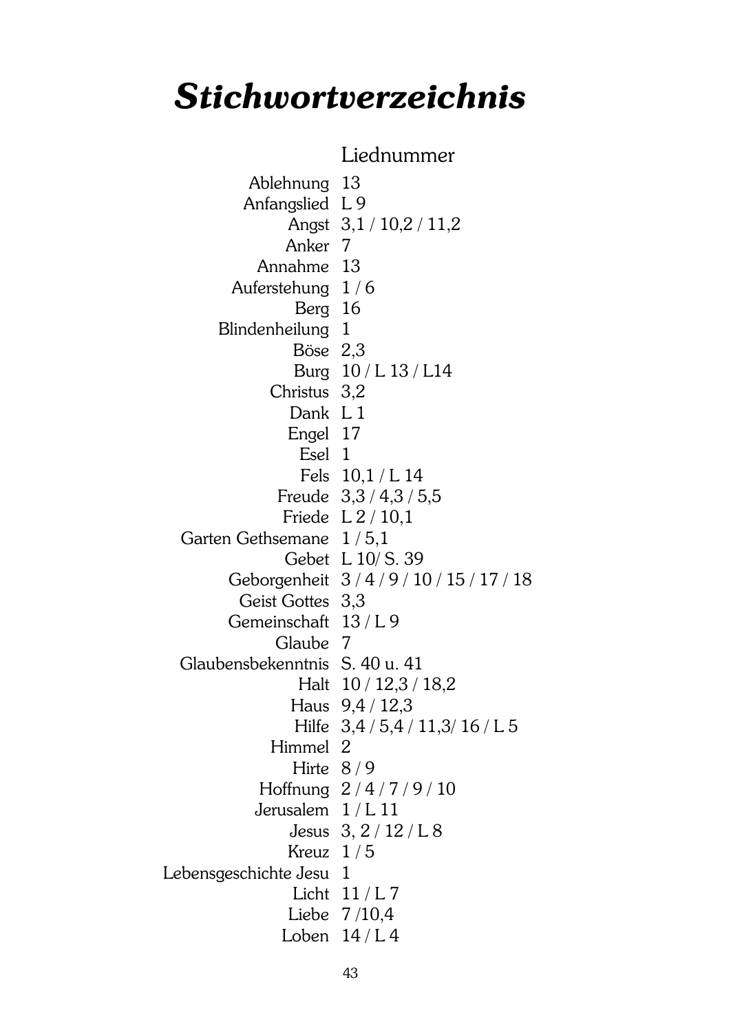# Stichwortverzeichnis

| | Liednummer |
|---|---|
| Ablehnung | 13 |
| Anfangslied | L 9 |
| Angst | 3,1 / 10,2 / 11,2 |
| Anker | 7 |
| Annahme | 13 |
| Auferstehung | 1 / 6 |
| Berg | 16 |
| Blindenheilung | 1 |
| Böse | 2,3 |
| Burg | 10 / L 13 / L14 |
| Christus | 3,2 |
| Dank | L 1 |
| Engel | 17 |
| Esel | 1 |
| Fels | 10,1 / L 14 |
| Freude | 3,3 / 4,3 / 5,5 |
| Friede | L 2 / 10,1 |
| Garten Gethsemane | 1 / 5,1 |
| Gebet | L 10/ S. 39 |
| Geborgenheit | 3 / 4 / 9 / 10 / 15 / 17 / 18 |
| Geist Gottes | 3,3 |
| Gemeinschaft | 13 / L 9 |
| Glaube | 7 |
| Glaubensbekenntnis | S. 40 u. 41 |
| Halt | 10 / 12,3 / 18,2 |
| Haus | 9,4 / 12,3 |
| Hilfe | 3,4 / 5,4 / 11,3/ 16 / L 5 |
| Himmel | 2 |
| Hirte | 8 / 9 |
| Hoffnung | 2 / 4 / 7 / 9 / 10 |
| Jerusalem | 1 / L 11 |
| Jesus | 3, 2 / 12 / L 8 |
| Kreuz | 1 / 5 |
| Lebensgeschichte Jesu | 1 |
| Licht | 11 / L 7 |
| Liebe | 7 /10,4 |
| Loben | 14 / L 4 |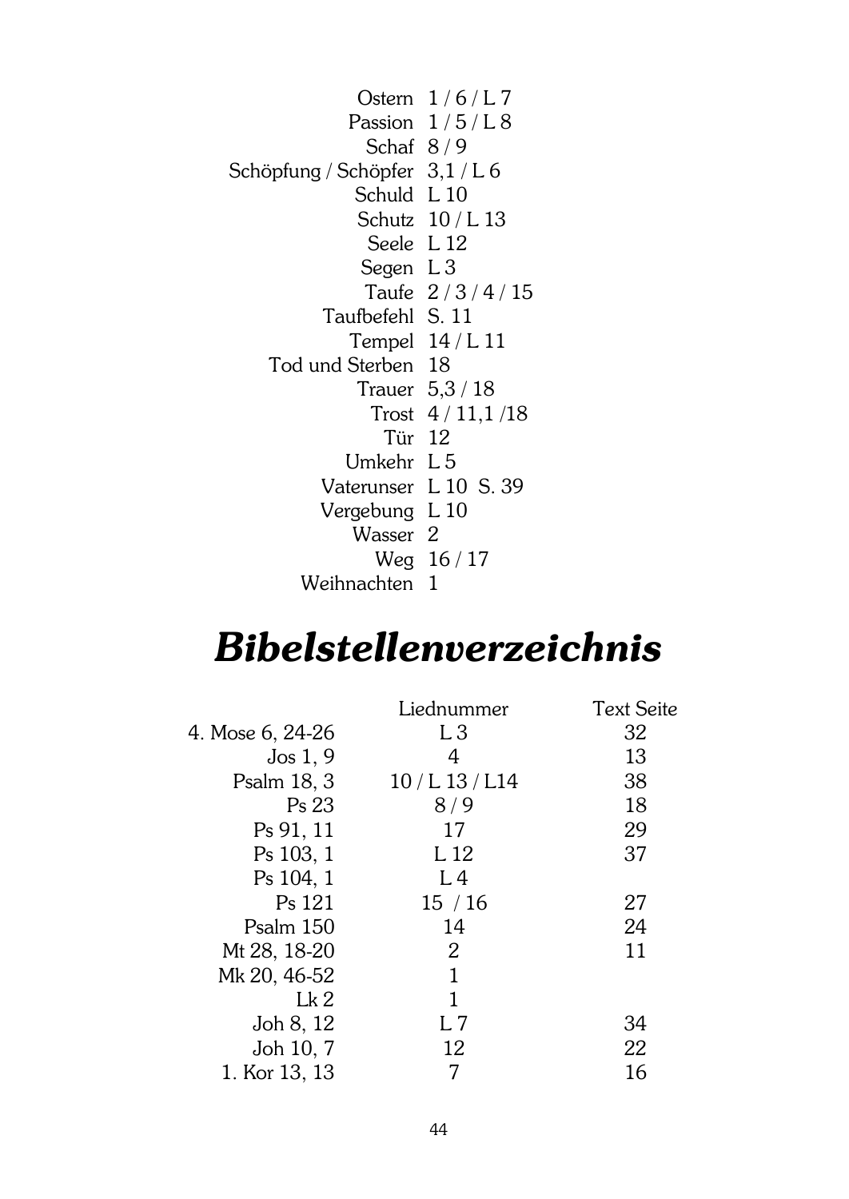| | |
|---|---|
| Ostern | 1 / 6 / L 7 |
| Passion | 1 / 5 / L 8 |
| Schaf | 8 / 9 |
| Schöpfung / Schöpfer | 3,1 / L 6 |
| Schuld | L 10 |
| Schutz | 10 / L 13 |
| Seele | L 12 |
| Segen | L 3 |
| Taufe | 2 / 3 / 4 / 15 |
| Taufbefehl | S. 11 |
| Tempel | 14 / L 11 |
| Tod und Sterben | 18 |
| Trauer | 5,3 / 18 |
| Trost | 4 / 11,1 /18 |
| Tür | 12 |
| Umkehr | L 5 |
| Vaterunser | L 10 S. 39 |
| Vergebung | L 10 |
| Wasser | 2 |
| Weg | 16 / 17 |
| Weihnachten | 1 |

# *Bibelstellenverzeichnis*

| | Liednummer | Text Seite |
|---|---|---|
| 4. Mose 6, 24-26 | L 3 | 32 |
| Jos 1, 9 | 4 | 13 |
| Psalm 18, 3 | 10 / L 13 / L14 | 38 |
| Ps 23 | 8 / 9 | 18 |
| Ps 91, 11 | 17 | 29 |
| Ps 103, 1 | L 12 | 37 |
| Ps 104, 1 | L 4 | |
| Ps 121 | 15 / 16 | 27 |
| Psalm 150 | 14 | 24 |
| Mt 28, 18-20 | 2 | 11 |
| Mk 20, 46-52 | 1 | |
| Lk 2 | 1 | |
| Joh 8, 12 | L 7 | 34 |
| Joh 10, 7 | 12 | 22 |
| 1. Kor 13, 13 | 7 | 16 |